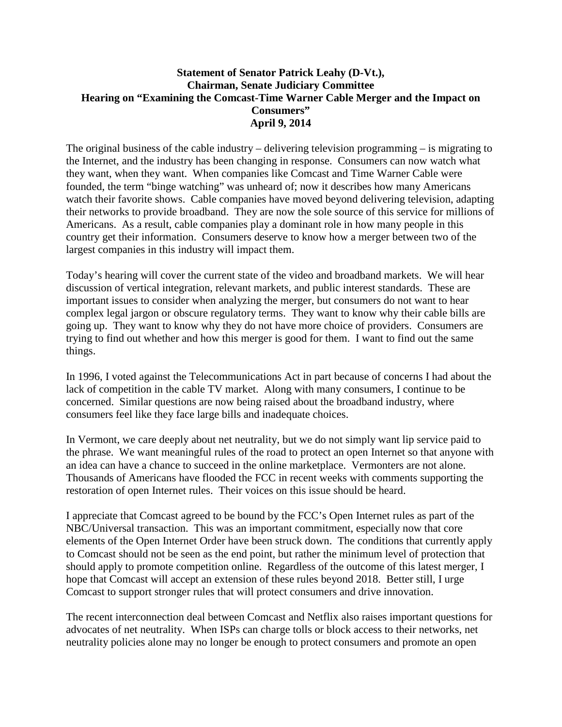**Statement of Senator Patrick Leahy (D-Vt.),**
**Chairman, Senate Judiciary Committee**
**Hearing on "Examining the Comcast-Time Warner Cable Merger and the Impact on Consumers"**
**April 9, 2014**

The original business of the cable industry – delivering television programming – is migrating to the Internet, and the industry has been changing in response. Consumers can now watch what they want, when they want. When companies like Comcast and Time Warner Cable were founded, the term "binge watching" was unheard of; now it describes how many Americans watch their favorite shows. Cable companies have moved beyond delivering television, adapting their networks to provide broadband. They are now the sole source of this service for millions of Americans. As a result, cable companies play a dominant role in how many people in this country get their information. Consumers deserve to know how a merger between two of the largest companies in this industry will impact them.

Today's hearing will cover the current state of the video and broadband markets. We will hear discussion of vertical integration, relevant markets, and public interest standards. These are important issues to consider when analyzing the merger, but consumers do not want to hear complex legal jargon or obscure regulatory terms. They want to know why their cable bills are going up. They want to know why they do not have more choice of providers. Consumers are trying to find out whether and how this merger is good for them. I want to find out the same things.

In 1996, I voted against the Telecommunications Act in part because of concerns I had about the lack of competition in the cable TV market. Along with many consumers, I continue to be concerned. Similar questions are now being raised about the broadband industry, where consumers feel like they face large bills and inadequate choices.

In Vermont, we care deeply about net neutrality, but we do not simply want lip service paid to the phrase. We want meaningful rules of the road to protect an open Internet so that anyone with an idea can have a chance to succeed in the online marketplace. Vermonters are not alone. Thousands of Americans have flooded the FCC in recent weeks with comments supporting the restoration of open Internet rules. Their voices on this issue should be heard.

I appreciate that Comcast agreed to be bound by the FCC's Open Internet rules as part of the NBC/Universal transaction. This was an important commitment, especially now that core elements of the Open Internet Order have been struck down. The conditions that currently apply to Comcast should not be seen as the end point, but rather the minimum level of protection that should apply to promote competition online. Regardless of the outcome of this latest merger, I hope that Comcast will accept an extension of these rules beyond 2018. Better still, I urge Comcast to support stronger rules that will protect consumers and drive innovation.

The recent interconnection deal between Comcast and Netflix also raises important questions for advocates of net neutrality. When ISPs can charge tolls or block access to their networks, net neutrality policies alone may no longer be enough to protect consumers and promote an open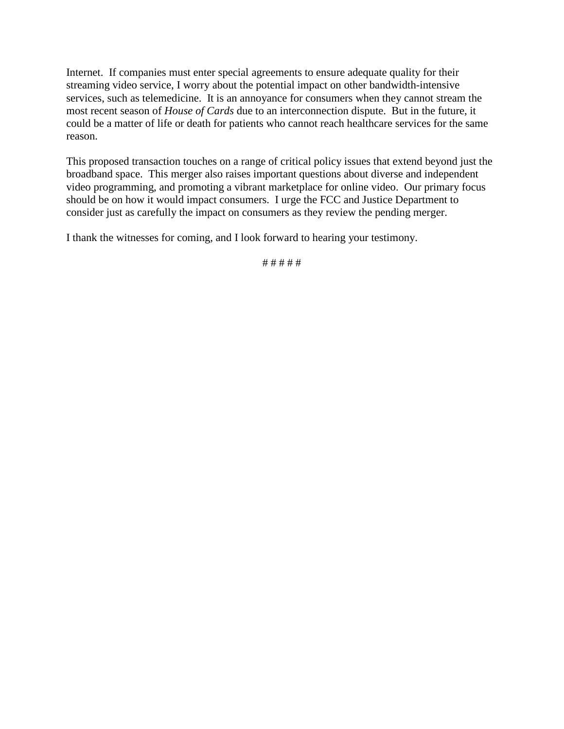Internet. If companies must enter special agreements to ensure adequate quality for their streaming video service, I worry about the potential impact on other bandwidth-intensive services, such as telemedicine. It is an annoyance for consumers when they cannot stream the most recent season of *House of Cards* due to an interconnection dispute. But in the future, it could be a matter of life or death for patients who cannot reach healthcare services for the same reason.

This proposed transaction touches on a range of critical policy issues that extend beyond just the broadband space. This merger also raises important questions about diverse and independent video programming, and promoting a vibrant marketplace for online video. Our primary focus should be on how it would impact consumers. I urge the FCC and Justice Department to consider just as carefully the impact on consumers as they review the pending merger.

I thank the witnesses for coming, and I look forward to hearing your testimony.

# # # # #